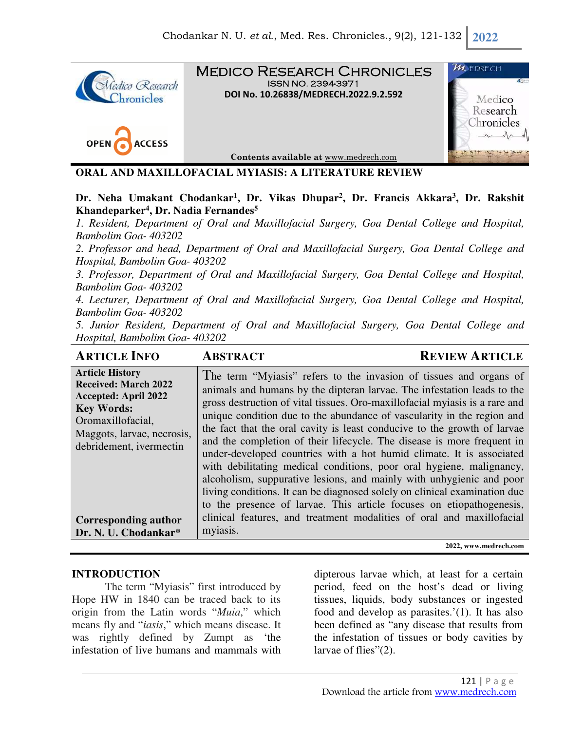# MEDICO RESEARCH CHRONICLES

ISSN NO. 2394-3971

DOI No. 10.26838/MEDRECH.2022.9.2.592

OPEN ACCESS

Contents available at www.medrech.com

## ORAL AND MAXILLOFACIAL MYIASIS: A LITERATURE REVIEW

**Dr. Neha Umakant Chodankar[1], Dr. Vikas Dhupar[2], Dr. Francis Akkara[3], Dr. Rakshit Khandeparker[4], Dr. Nadia Fernandes[5]**

*1. Resident, Department of Oral and Maxillofacial Surgery, Goa Dental College and Hospital, Bambolim Goa- 403202*

*2. Professor and head, Department of Oral and Maxillofacial Surgery, Goa Dental College and Hospital, Bambolim Goa- 403202*

*3. Professor, Department of Oral and Maxillofacial Surgery, Goa Dental College and Hospital, Bambolim Goa- 403202*

*4. Lecturer, Department of Oral and Maxillofacial Surgery, Goa Dental College and Hospital, Bambolim Goa- 403202*

*5. Junior Resident, Department of Oral and Maxillofacial Surgery, Goa Dental College and Hospital, Bambolim Goa- 403202*

| ARTICLE INFO | ABSTRACT — REVIEW ARTICLE |
|---|---|
| **Article History**<br>**Received: March 2022**<br>**Accepted: April 2022**<br>**Key Words:**<br>Oromaxillofacial, Maggots, larvae, necrosis, debridement, ivermectin<br><br>**Corresponding author**<br>**Dr. N. U. Chodankar*** | The term "Myiasis" refers to the invasion of tissues and organs of animals and humans by the dipteran larvae. The infestation leads to the gross destruction of vital tissues. Oro-maxillofacial myiasis is a rare and unique condition due to the abundance of vascularity in the region and the fact that the oral cavity is least conducive to the growth of larvae and the completion of their lifecycle. The disease is more frequent in under-developed countries with a hot humid climate. It is associated with debilitating medical conditions, poor oral hygiene, malignancy, alcoholism, suppurative lesions, and mainly with unhygienic and poor living conditions. It can be diagnosed solely on clinical examination due to the presence of larvae. This article focuses on etiopathogenesis, clinical features, and treatment modalities of oral and maxillofacial myiasis. |

2022, www.medrech.com

## INTRODUCTION

The term "Myiasis" first introduced by Hope HW in 1840 can be traced back to its origin from the Latin words "*Muia*," which means fly and "*iasis*," which means disease. It was rightly defined by Zumpt as 'the infestation of live humans and mammals with dipterous larvae which, at least for a certain period, feed on the host's dead or living tissues, liquids, body substances or ingested food and develop as parasites.'(1). It has also been defined as "any disease that results from the infestation of tissues or body cavities by larvae of flies"(2).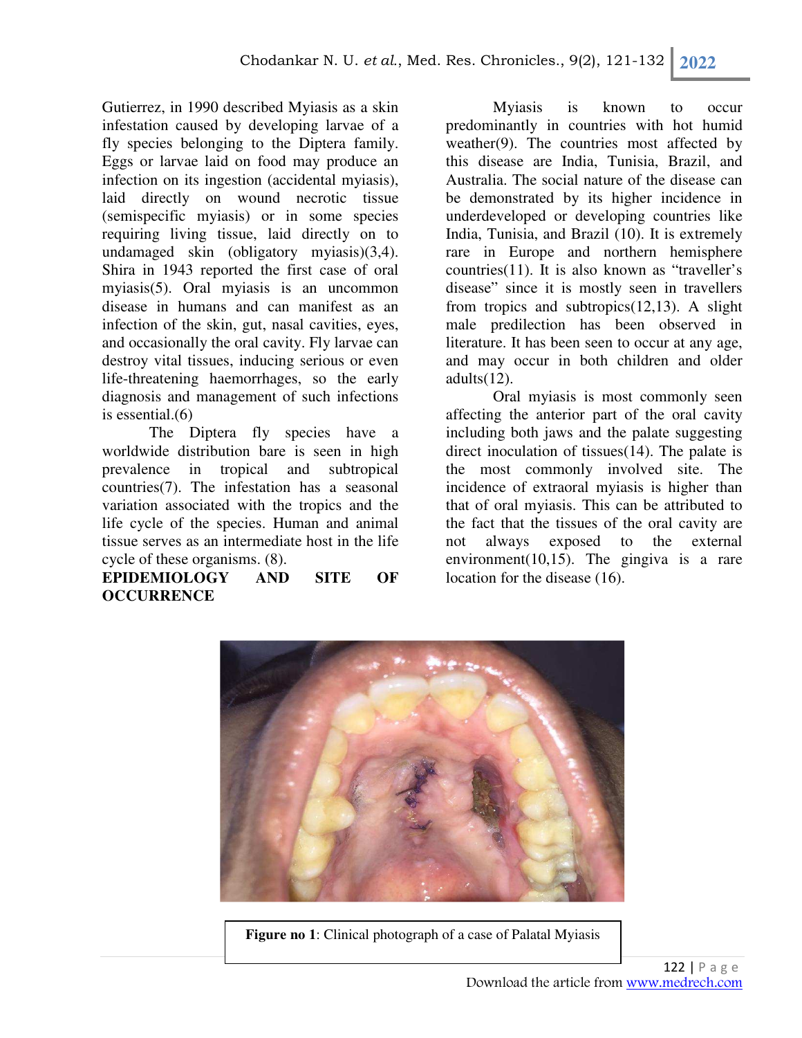Gutierrez, in 1990 described Myiasis as a skin infestation caused by developing larvae of a fly species belonging to the Diptera family. Eggs or larvae laid on food may produce an infection on its ingestion (accidental myiasis), laid directly on wound necrotic tissue (semispecific myiasis) or in some species requiring living tissue, laid directly on to undamaged skin (obligatory myiasis)(3,4). Shira in 1943 reported the first case of oral myiasis(5). Oral myiasis is an uncommon disease in humans and can manifest as an infection of the skin, gut, nasal cavities, eyes, and occasionally the oral cavity. Fly larvae can destroy vital tissues, inducing serious or even life-threatening haemorrhages, so the early diagnosis and management of such infections is essential.(6)

The Diptera fly species have a worldwide distribution bare is seen in high prevalence in tropical and subtropical countries(7). The infestation has a seasonal variation associated with the tropics and the life cycle of the species. Human and animal tissue serves as an intermediate host in the life cycle of these organisms. (8).

**EPIDEMIOLOGY AND SITE OF OCCURRENCE**

Myiasis is known to occur predominantly in countries with hot humid weather(9). The countries most affected by this disease are India, Tunisia, Brazil, and Australia. The social nature of the disease can be demonstrated by its higher incidence in underdeveloped or developing countries like India, Tunisia, and Brazil (10). It is extremely rare in Europe and northern hemisphere countries(11). It is also known as "traveller's disease" since it is mostly seen in travellers from tropics and subtropics(12,13). A slight male predilection has been observed in literature. It has been seen to occur at any age, and may occur in both children and older adults(12).

Oral myiasis is most commonly seen affecting the anterior part of the oral cavity including both jaws and the palate suggesting direct inoculation of tissues(14). The palate is the most commonly involved site. The incidence of extraoral myiasis is higher than that of oral myiasis. This can be attributed to the fact that the tissues of the oral cavity are not always exposed to the external environment(10,15). The gingiva is a rare location for the disease (16).

**Figure no 1**: Clinical photograph of a case of Palatal Myiasis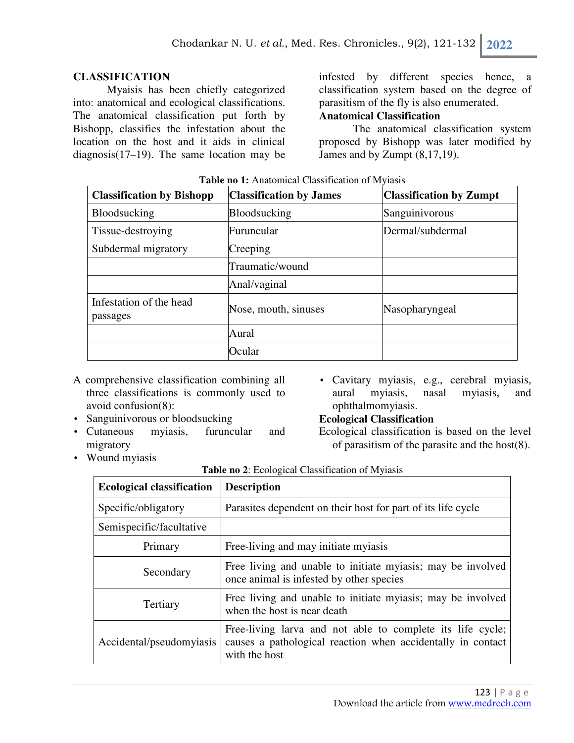## CLASSIFICATION

Myaisis has been chiefly categorized into: anatomical and ecological classifications. The anatomical classification put forth by Bishopp, classifies the infestation about the location on the host and it aids in clinical diagnosis(17–19). The same location may be infested by different species hence, a classification system based on the degree of parasitism of the fly is also enumerated.

### Anatomical Classification

The anatomical classification system proposed by Bishopp was later modified by James and by Zumpt (8,17,19).

**Table no 1:** Anatomical Classification of Myiasis

| Classification by Bishopp | Classification by James | Classification by Zumpt |
|---|---|---|
| Bloodsucking | Bloodsucking | Sanguinivorous |
| Tissue-destroying | Furuncular | Dermal/subdermal |
| Subdermal migratory | Creeping | |
| | Traumatic/wound | |
| | Anal/vaginal | |
| Infestation of the head passages | Nose, mouth, sinuses | Nasopharyngeal |
| | Aural | |
| | Ocular | |

A comprehensive classification combining all three classifications is commonly used to avoid confusion(8):

- Sanguinivorous or bloodsucking
- Cutaneous myiasis, furuncular and migratory
- Wound myiasis
- Cavitary myiasis, e.g., cerebral myiasis, aural myiasis, nasal myiasis, and ophthalmomyiasis.

### Ecological Classification

Ecological classification is based on the level of parasitism of the parasite and the host(8).

**Table no 2**: Ecological Classification of Myiasis

| Ecological classification | Description |
|---|---|
| Specific/obligatory | Parasites dependent on their host for part of its life cycle |
| Semispecific/facultative | |
| Primary | Free-living and may initiate myiasis |
| Secondary | Free living and unable to initiate myiasis; may be involved once animal is infested by other species |
| Tertiary | Free living and unable to initiate myiasis; may be involved when the host is near death |
| Accidental/pseudomyiasis | Free-living larva and not able to complete its life cycle; causes a pathological reaction when accidentally in contact with the host |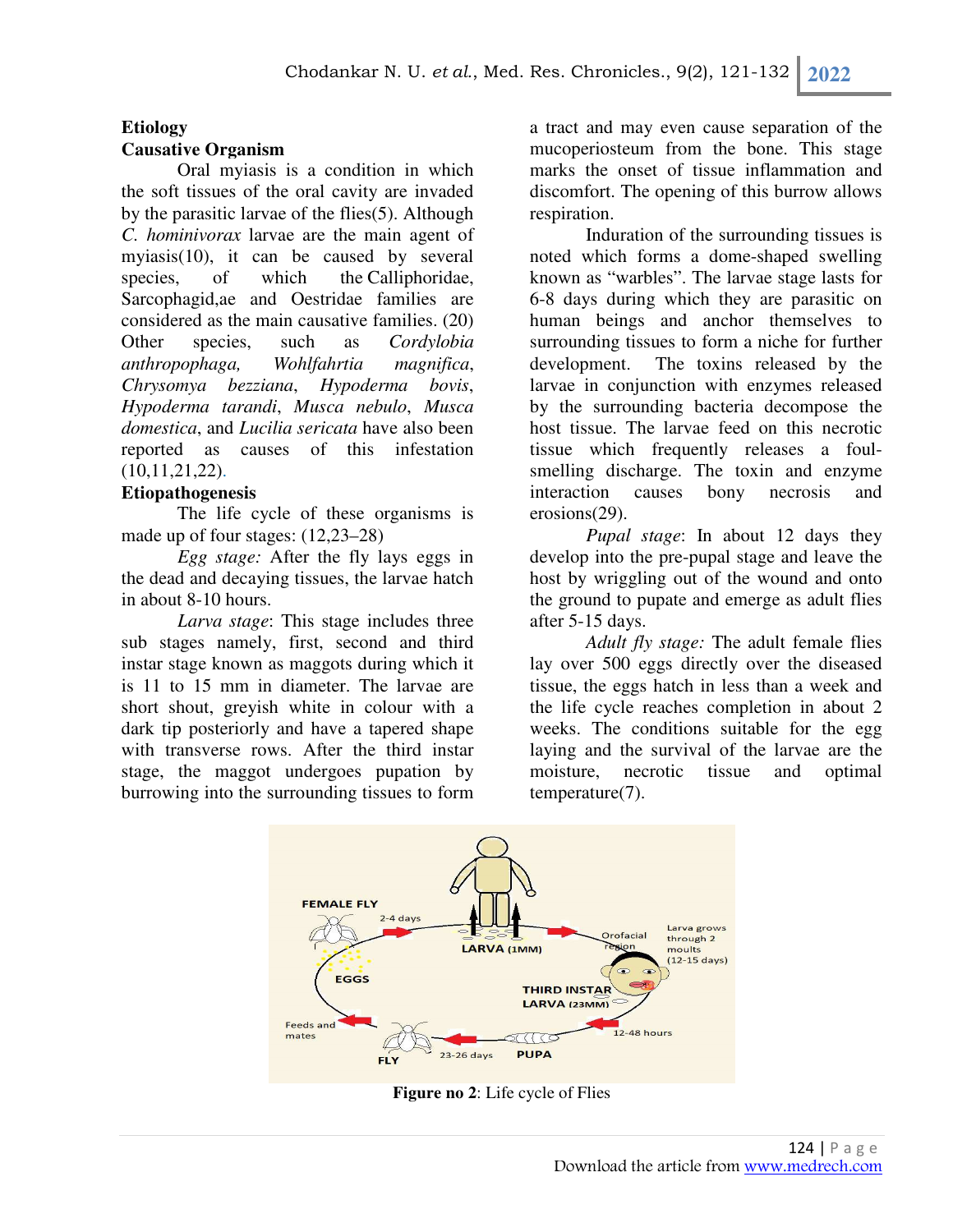## Etiology

### Causative Organism

Oral myiasis is a condition in which the soft tissues of the oral cavity are invaded by the parasitic larvae of the flies(5). Although *C. hominivorax* larvae are the main agent of myiasis(10), it can be caused by several species, of which the Calliphoridae, Sarcophagid,ae and Oestridae families are considered as the main causative families. (20) Other species, such as *Cordylobia anthropophaga, Wohlfahrtia magnifica*, *Chrysomya bezziana*, *Hypoderma bovis*, *Hypoderma tarandi*, *Musca nebulo*, *Musca domestica*, and *Lucilia sericata* have also been reported as causes of this infestation (10,11,21,22).

### Etiopathogenesis

The life cycle of these organisms is made up of four stages: (12,23–28)

*Egg stage:* After the fly lays eggs in the dead and decaying tissues, the larvae hatch in about 8-10 hours.

*Larva stage*: This stage includes three sub stages namely, first, second and third instar stage known as maggots during which it is 11 to 15 mm in diameter. The larvae are short shout, greyish white in colour with a dark tip posteriorly and have a tapered shape with transverse rows. After the third instar stage, the maggot undergoes pupation by burrowing into the surrounding tissues to form a tract and may even cause separation of the mucoperiosteum from the bone. This stage marks the onset of tissue inflammation and discomfort. The opening of this burrow allows respiration.

Induration of the surrounding tissues is noted which forms a dome-shaped swelling known as "warbles". The larvae stage lasts for 6-8 days during which they are parasitic on human beings and anchor themselves to surrounding tissues to form a niche for further development. The toxins released by the larvae in conjunction with enzymes released by the surrounding bacteria decompose the host tissue. The larvae feed on this necrotic tissue which frequently releases a foul-smelling discharge. The toxin and enzyme interaction causes bony necrosis and erosions(29).

*Pupal stage*: In about 12 days they develop into the pre-pupal stage and leave the host by wriggling out of the wound and onto the ground to pupate and emerge as adult flies after 5-15 days.

*Adult fly stage:* The adult female flies lay over 500 eggs directly over the diseased tissue, the eggs hatch in less than a week and the life cycle reaches completion in about 2 weeks. The conditions suitable for the egg laying and the survival of the larvae are the moisture, necrotic tissue and optimal temperature(7).

**Figure no 2**: Life cycle of Flies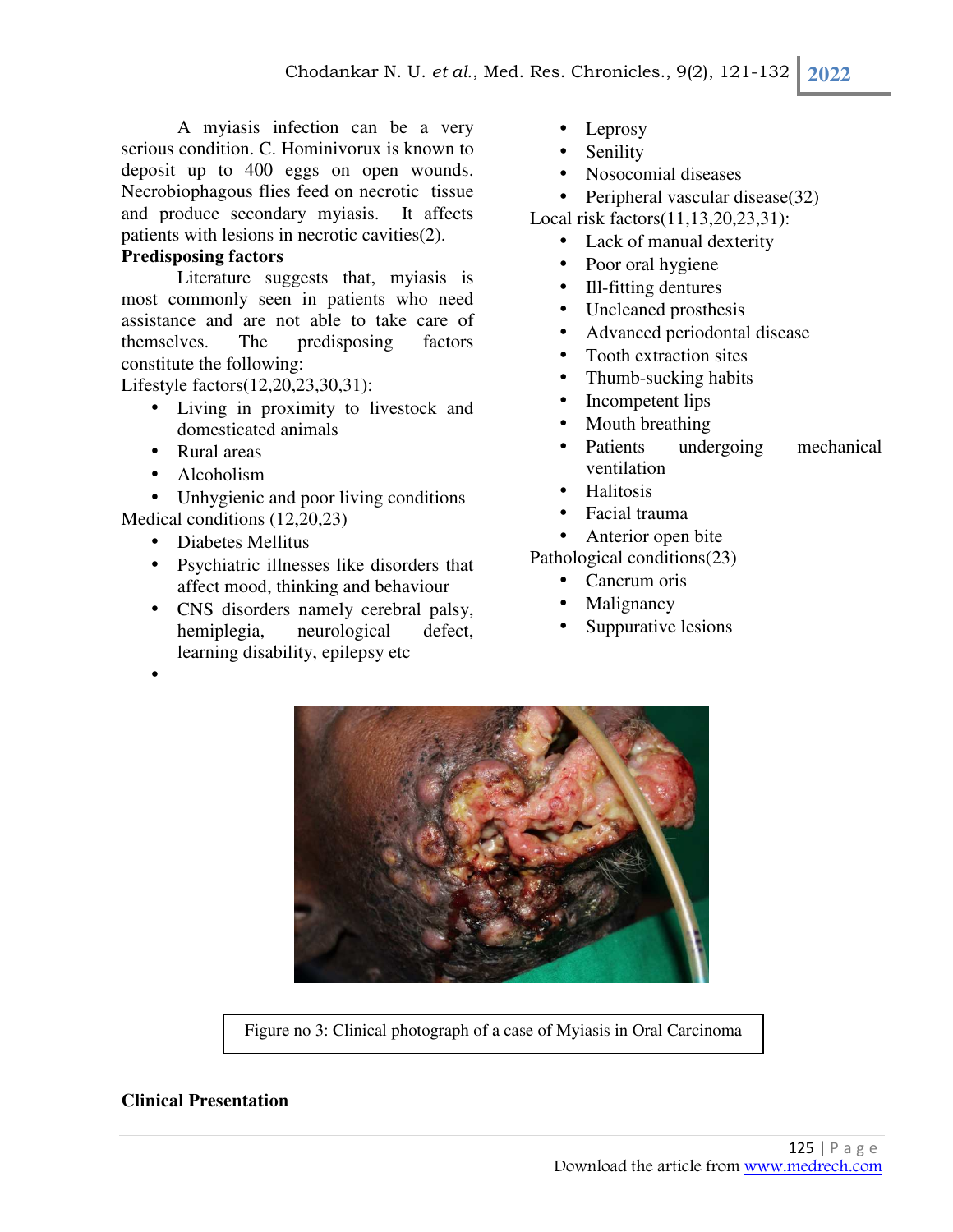A myiasis infection can be a very serious condition. C. Hominivorux is known to deposit up to 400 eggs on open wounds. Necrobiophagous flies feed on necrotic tissue and produce secondary myiasis. It affects patients with lesions in necrotic cavities(2).

**Predisposing factors**

Literature suggests that, myiasis is most commonly seen in patients who need assistance and are not able to take care of themselves. The predisposing factors constitute the following:

Lifestyle factors(12,20,23,30,31):

- Living in proximity to livestock and domesticated animals
- Rural areas
- Alcoholism
- Unhygienic and poor living conditions

Medical conditions (12,20,23)

- Diabetes Mellitus
- Psychiatric illnesses like disorders that affect mood, thinking and behaviour
- CNS disorders namely cerebral palsy, hemiplegia, neurological defect, learning disability, epilepsy etc
- Leprosy
- Senility
- Nosocomial diseases
- Peripheral vascular disease(32)

Local risk factors(11,13,20,23,31):

- Lack of manual dexterity
- Poor oral hygiene
- Ill-fitting dentures
- Uncleaned prosthesis
- Advanced periodontal disease
- Tooth extraction sites
- Thumb-sucking habits
- Incompetent lips
- Mouth breathing
- Patients undergoing mechanical ventilation
- Halitosis
- Facial trauma
- Anterior open bite

Pathological conditions(23)

- Cancrum oris
- Malignancy
- Suppurative lesions

Figure no 3: Clinical photograph of a case of Myiasis in Oral Carcinoma

**Clinical Presentation**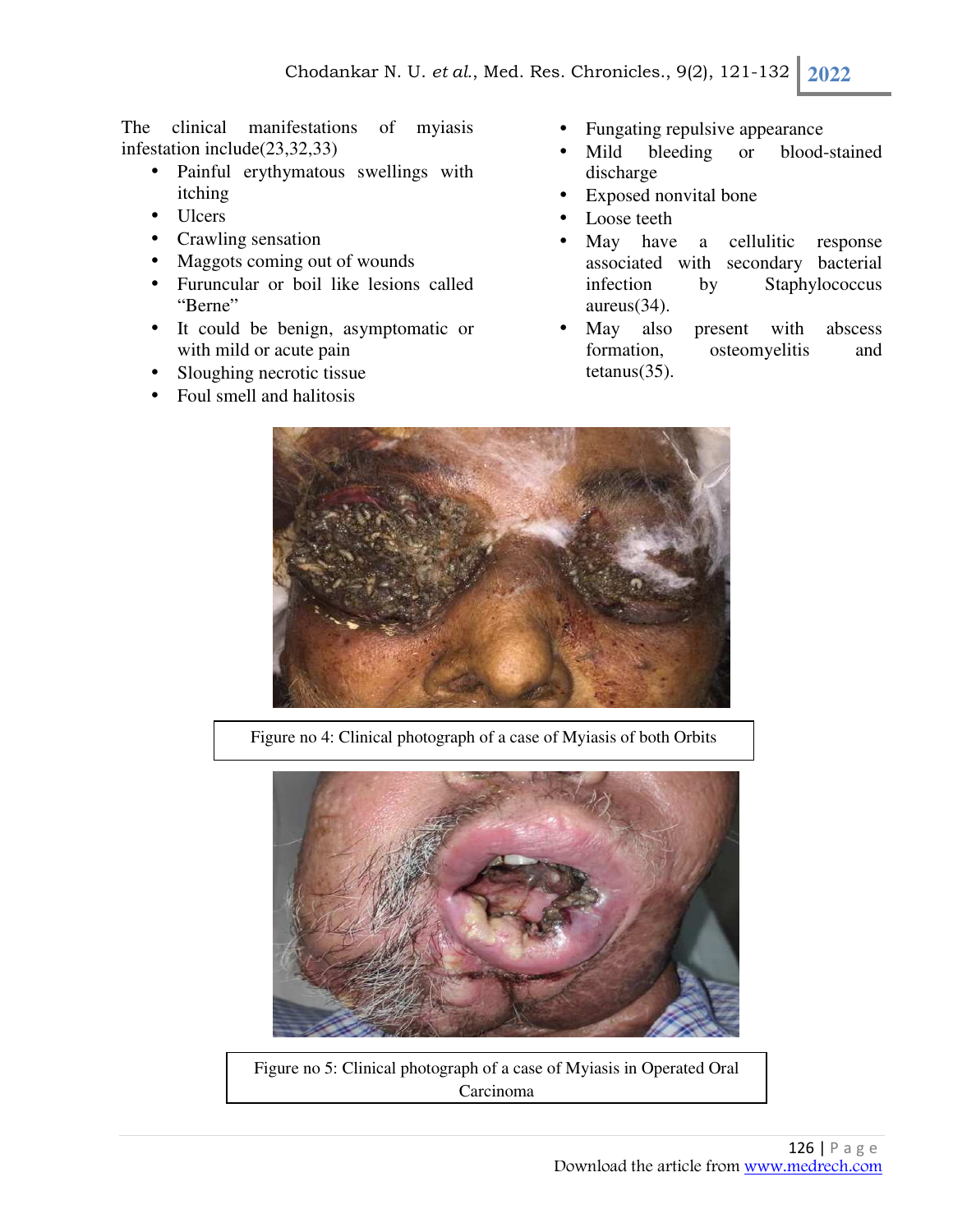The clinical manifestations of myiasis infestation include(23,32,33)

- Painful erythymatous swellings with itching
- Ulcers
- Crawling sensation
- Maggots coming out of wounds
- Furuncular or boil like lesions called "Berne"
- It could be benign, asymptomatic or with mild or acute pain
- Sloughing necrotic tissue
- Foul smell and halitosis
- Fungating repulsive appearance
- Mild bleeding or blood-stained discharge
- Exposed nonvital bone
- Loose teeth
- May have a cellulitic response associated with secondary bacterial infection by Staphylococcus aureus(34).
- May also present with abscess formation, osteomyelitis and tetanus(35).

Figure no 4: Clinical photograph of a case of Myiasis of both Orbits

Figure no 5: Clinical photograph of a case of Myiasis in Operated Oral Carcinoma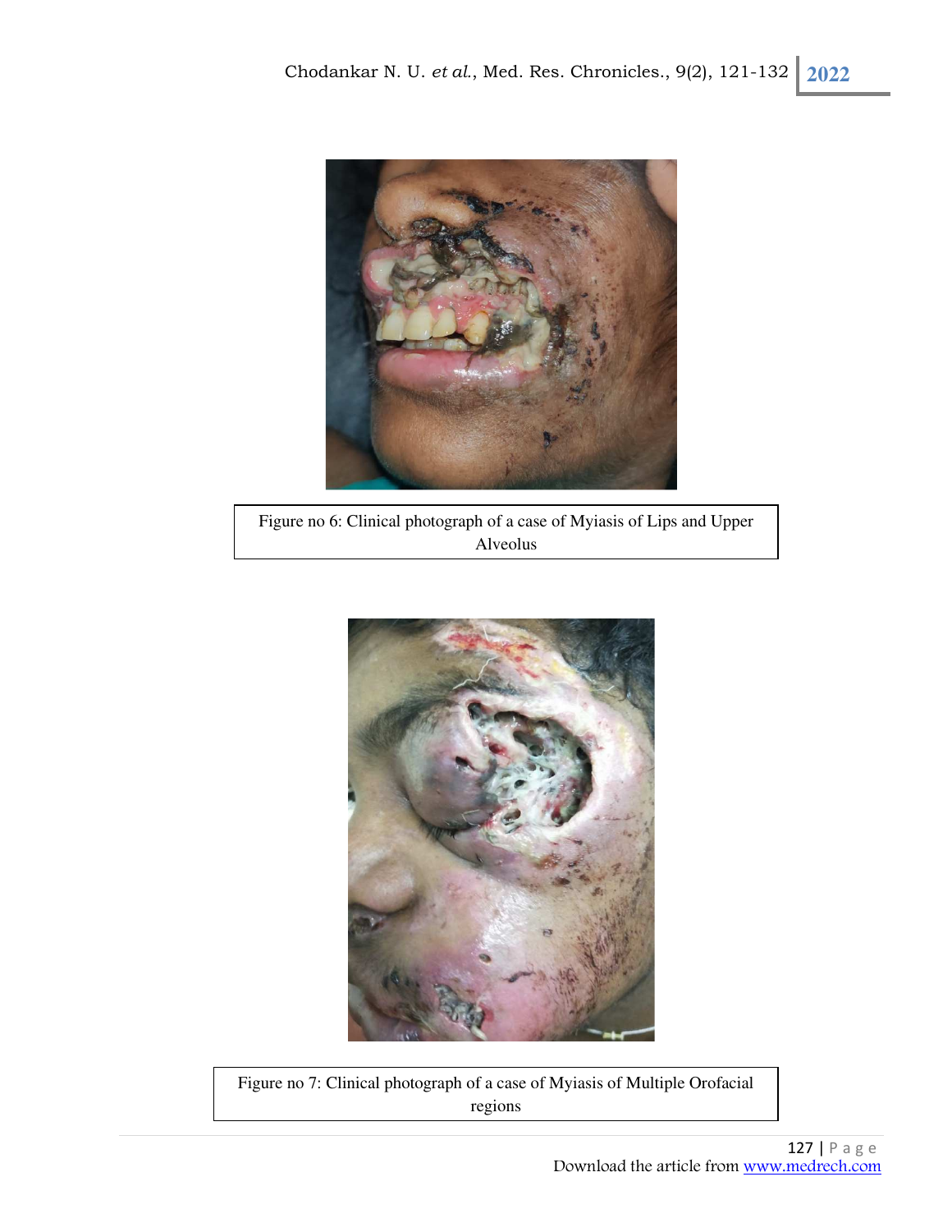Figure no 6: Clinical photograph of a case of Myiasis of Lips and Upper Alveolus

Figure no 7: Clinical photograph of a case of Myiasis of Multiple Orofacial regions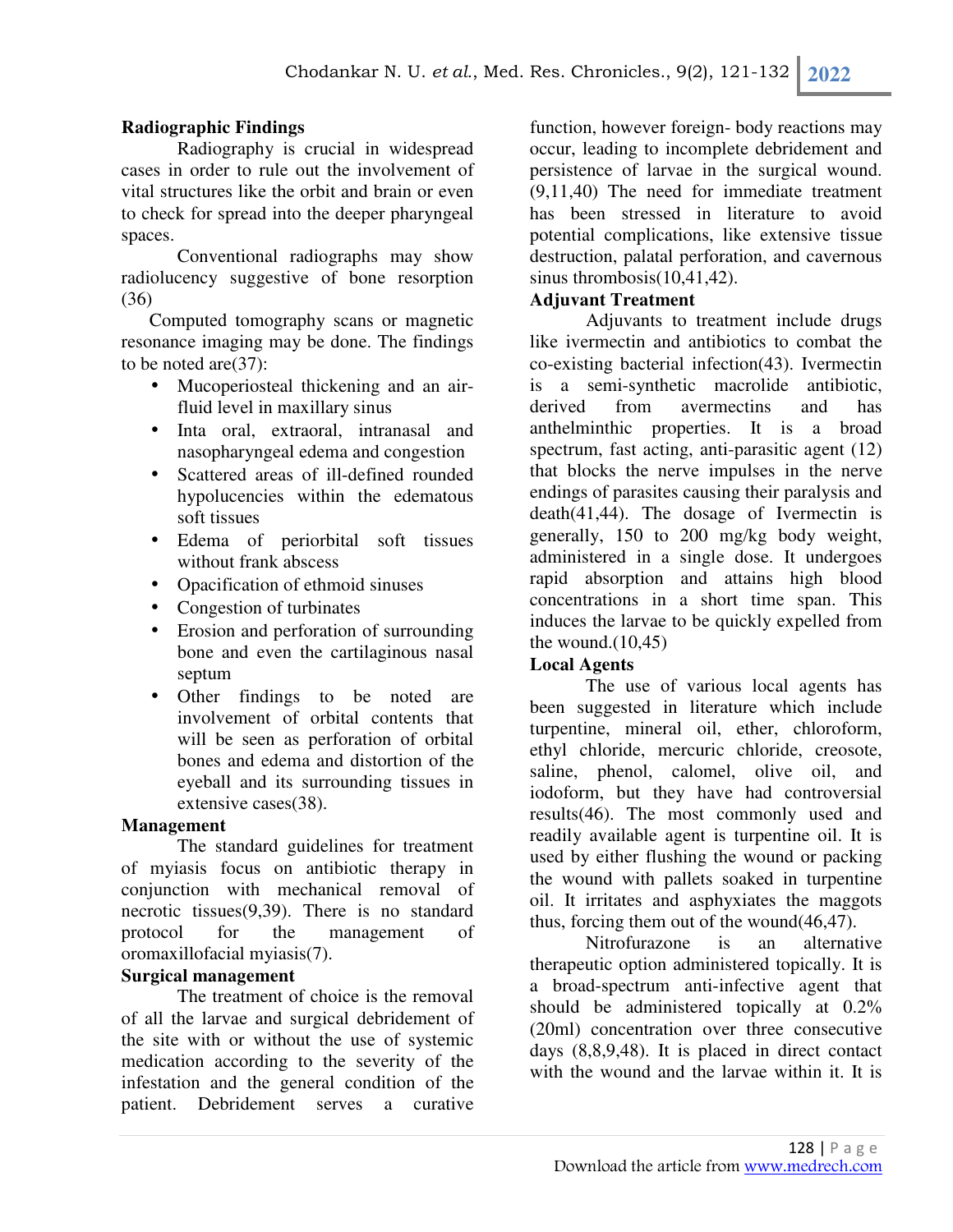## Radiographic Findings

Radiography is crucial in widespread cases in order to rule out the involvement of vital structures like the orbit and brain or even to check for spread into the deeper pharyngeal spaces.

Conventional radiographs may show radiolucency suggestive of bone resorption (36)

Computed tomography scans or magnetic resonance imaging may be done. The findings to be noted are(37):

- Mucoperiosteal thickening and an air-fluid level in maxillary sinus
- Inta oral, extraoral, intranasal and nasopharyngeal edema and congestion
- Scattered areas of ill-defined rounded hypolucencies within the edematous soft tissues
- Edema of periorbital soft tissues without frank abscess
- Opacification of ethmoid sinuses
- Congestion of turbinates
- Erosion and perforation of surrounding bone and even the cartilaginous nasal septum
- Other findings to be noted are involvement of orbital contents that will be seen as perforation of orbital bones and edema and distortion of the eyeball and its surrounding tissues in extensive cases(38).

## Management

The standard guidelines for treatment of myiasis focus on antibiotic therapy in conjunction with mechanical removal of necrotic tissues(9,39). There is no standard protocol for the management of oromaxillofacial myiasis(7).

### Surgical management

The treatment of choice is the removal of all the larvae and surgical debridement of the site with or without the use of systemic medication according to the severity of the infestation and the general condition of the patient. Debridement serves a curative function, however foreign- body reactions may occur, leading to incomplete debridement and persistence of larvae in the surgical wound.(9,11,40) The need for immediate treatment has been stressed in literature to avoid potential complications, like extensive tissue destruction, palatal perforation, and cavernous sinus thrombosis(10,41,42).

### Adjuvant Treatment

Adjuvants to treatment include drugs like ivermectin and antibiotics to combat the co-existing bacterial infection(43). Ivermectin is a semi-synthetic macrolide antibiotic, derived from avermectins and has anthelminthic properties. It is a broad spectrum, fast acting, anti-parasitic agent (12) that blocks the nerve impulses in the nerve endings of parasites causing their paralysis and death(41,44). The dosage of Ivermectin is generally, 150 to 200 mg/kg body weight, administered in a single dose. It undergoes rapid absorption and attains high blood concentrations in a short time span. This induces the larvae to be quickly expelled from the wound.(10,45)

### Local Agents

The use of various local agents has been suggested in literature which include turpentine, mineral oil, ether, chloroform, ethyl chloride, mercuric chloride, creosote, saline, phenol, calomel, olive oil, and iodoform, but they have had controversial results(46). The most commonly used and readily available agent is turpentine oil. It is used by either flushing the wound or packing the wound with pallets soaked in turpentine oil. It irritates and asphyxiates the maggots thus, forcing them out of the wound(46,47).

Nitrofurazone is an alternative therapeutic option administered topically. It is a broad-spectrum anti-infective agent that should be administered topically at 0.2% (20ml) concentration over three consecutive days (8,8,9,48). It is placed in direct contact with the wound and the larvae within it. It is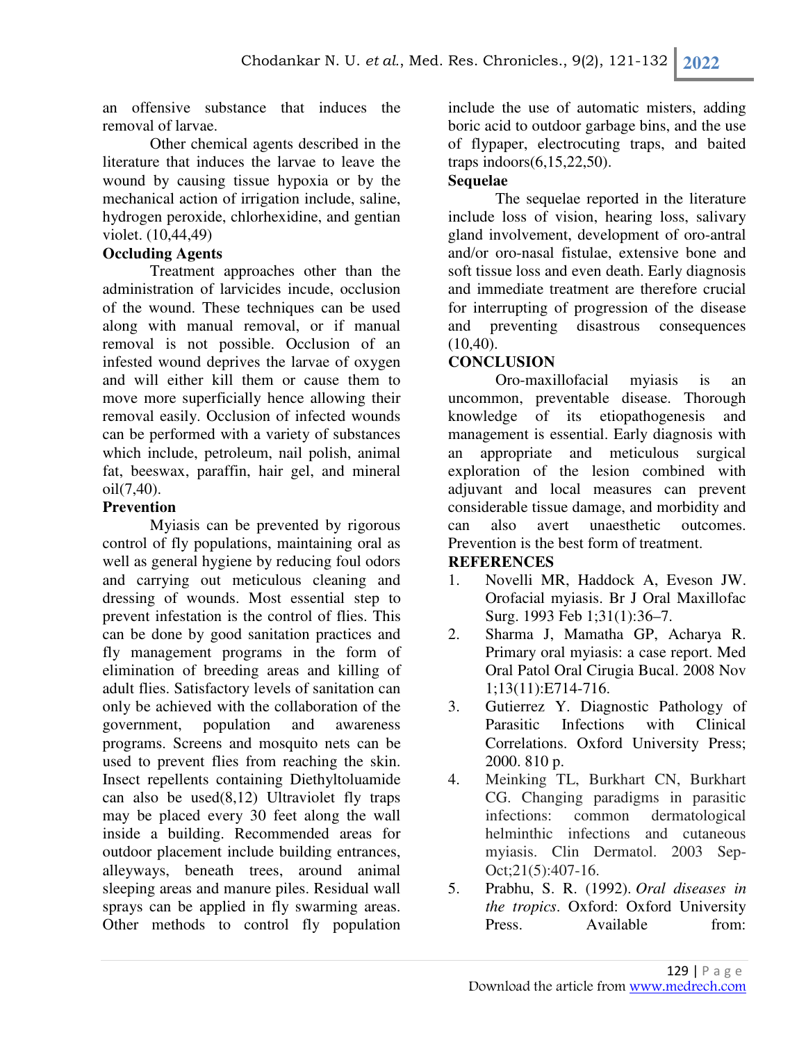an offensive substance that induces the removal of larvae.

Other chemical agents described in the literature that induces the larvae to leave the wound by causing tissue hypoxia or by the mechanical action of irrigation include, saline, hydrogen peroxide, chlorhexidine, and gentian violet. (10,44,49)

**Occluding Agents**

Treatment approaches other than the administration of larvicides incude, occlusion of the wound. These techniques can be used along with manual removal, or if manual removal is not possible. Occlusion of an infested wound deprives the larvae of oxygen and will either kill them or cause them to move more superficially hence allowing their removal easily. Occlusion of infected wounds can be performed with a variety of substances which include, petroleum, nail polish, animal fat, beeswax, paraffin, hair gel, and mineral oil(7,40).

**Prevention**

Myiasis can be prevented by rigorous control of fly populations, maintaining oral as well as general hygiene by reducing foul odors and carrying out meticulous cleaning and dressing of wounds. Most essential step to prevent infestation is the control of flies. This can be done by good sanitation practices and fly management programs in the form of elimination of breeding areas and killing of adult flies. Satisfactory levels of sanitation can only be achieved with the collaboration of the government, population and awareness programs. Screens and mosquito nets can be used to prevent flies from reaching the skin. Insect repellents containing Diethyltoluamide can also be used(8,12) Ultraviolet fly traps may be placed every 30 feet along the wall inside a building. Recommended areas for outdoor placement include building entrances, alleyways, beneath trees, around animal sleeping areas and manure piles. Residual wall sprays can be applied in fly swarming areas. Other methods to control fly population include the use of automatic misters, adding boric acid to outdoor garbage bins, and the use of flypaper, electrocuting traps, and baited traps indoors(6,15,22,50).

**Sequelae**

The sequelae reported in the literature include loss of vision, hearing loss, salivary gland involvement, development of oro-antral and/or oro-nasal fistulae, extensive bone and soft tissue loss and even death. Early diagnosis and immediate treatment are therefore crucial for interrupting of progression of the disease and preventing disastrous consequences (10,40).

**CONCLUSION**

Oro-maxillofacial myiasis is an uncommon, preventable disease. Thorough knowledge of its etiopathogenesis and management is essential. Early diagnosis with an appropriate and meticulous surgical exploration of the lesion combined with adjuvant and local measures can prevent considerable tissue damage, and morbidity and can also avert unaesthetic outcomes. Prevention is the best form of treatment.

**REFERENCES**

1. Novelli MR, Haddock A, Eveson JW. Orofacial myiasis. Br J Oral Maxillofac Surg. 1993 Feb 1;31(1):36–7.
2. Sharma J, Mamatha GP, Acharya R. Primary oral myiasis: a case report. Med Oral Patol Oral Cirugia Bucal. 2008 Nov 1;13(11):E714-716.
3. Gutierrez Y. Diagnostic Pathology of Parasitic Infections with Clinical Correlations. Oxford University Press; 2000. 810 p.
4. Meinking TL, Burkhart CN, Burkhart CG. Changing paradigms in parasitic infections: common dermatological helminthic infections and cutaneous myiasis. Clin Dermatol. 2003 Sep-Oct;21(5):407-16.
5. Prabhu, S. R. (1992). *Oral diseases in the tropics*. Oxford: Oxford University Press. Available from: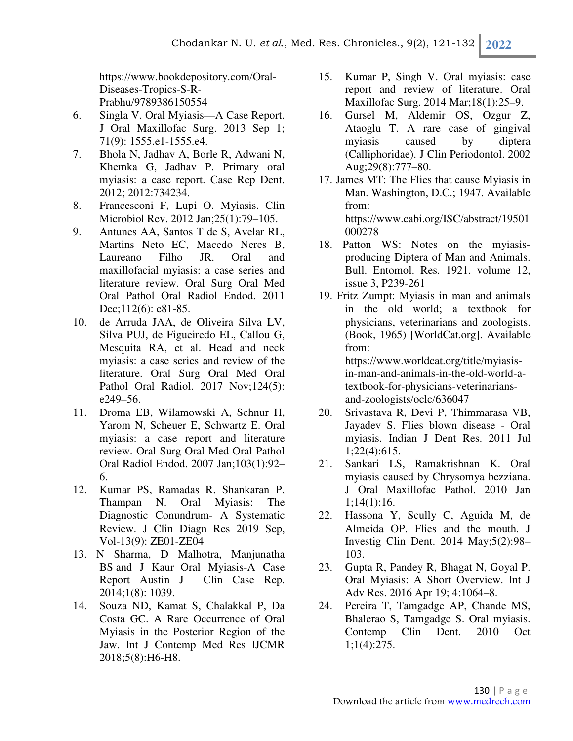https://www.bookdepository.com/Oral-Diseases-Tropics-S-R-Prabhu/9789386150554

6. Singla V. Oral Myiasis—A Case Report. J Oral Maxillofac Surg. 2013 Sep 1; 71(9): 1555.e1-1555.e4.
7. Bhola N, Jadhav A, Borle R, Adwani N, Khemka G, Jadhav P. Primary oral myiasis: a case report. Case Rep Dent. 2012; 2012:734234.
8. Francesconi F, Lupi O. Myiasis. Clin Microbiol Rev. 2012 Jan;25(1):79–105.
9. Antunes AA, Santos T de S, Avelar RL, Martins Neto EC, Macedo Neres B, Laureano Filho JR. Oral and maxillofacial myiasis: a case series and literature review. Oral Surg Oral Med Oral Pathol Oral Radiol Endod. 2011 Dec;112(6): e81-85.
10. de Arruda JAA, de Oliveira Silva LV, Silva PUJ, de Figueiredo EL, Callou G, Mesquita RA, et al. Head and neck myiasis: a case series and review of the literature. Oral Surg Oral Med Oral Pathol Oral Radiol. 2017 Nov;124(5): e249–56.
11. Droma EB, Wilamowski A, Schnur H, Yarom N, Scheuer E, Schwartz E. Oral myiasis: a case report and literature review. Oral Surg Oral Med Oral Pathol Oral Radiol Endod. 2007 Jan;103(1):92–6.
12. Kumar PS, Ramadas R, Shankaran P, Thampan N. Oral Myiasis: The Diagnostic Conundrum- A Systematic Review. J Clin Diagn Res 2019 Sep, Vol-13(9): ZE01-ZE04
13. N Sharma, D Malhotra, Manjunatha BS and J Kaur Oral Myiasis-A Case Report Austin J Clin Case Rep. 2014;1(8): 1039.
14. Souza ND, Kamat S, Chalakkal P, Da Costa GC. A Rare Occurrence of Oral Myiasis in the Posterior Region of the Jaw. Int J Contemp Med Res IJCMR 2018;5(8):H6-H8.
15. Kumar P, Singh V. Oral myiasis: case report and review of literature. Oral Maxillofac Surg. 2014 Mar;18(1):25–9.
16. Gursel M, Aldemir OS, Ozgur Z, Ataoglu T. A rare case of gingival myiasis caused by diptera (Calliphoridae). J Clin Periodontol. 2002 Aug;29(8):777–80.
17. James MT: The Flies that cause Myiasis in Man. Washington, D.C.; 1947. Available from: https://www.cabi.org/ISC/abstract/19501000278
18. Patton WS: Notes on the myiasis-producing Diptera of Man and Animals. Bull. Entomol. Res. 1921. volume 12, issue 3, P239-261
19. Fritz Zumpt: Myiasis in man and animals in the old world; a textbook for physicians, veterinarians and zoologists. (Book, 1965) [WorldCat.org]. Available from: https://www.worldcat.org/title/myiasis-in-man-and-animals-in-the-old-world-a-textbook-for-physicians-veterinarians-and-zoologists/oclc/636047
20. Srivastava R, Devi P, Thimmarasa VB, Jayadev S. Flies blown disease - Oral myiasis. Indian J Dent Res. 2011 Jul 1;22(4):615.
21. Sankari LS, Ramakrishnan K. Oral myiasis caused by Chrysomya bezziana. J Oral Maxillofac Pathol. 2010 Jan 1;14(1):16.
22. Hassona Y, Scully C, Aguida M, de Almeida OP. Flies and the mouth. J Investig Clin Dent. 2014 May;5(2):98–103.
23. Gupta R, Pandey R, Bhagat N, Goyal P. Oral Myiasis: A Short Overview. Int J Adv Res. 2016 Apr 19; 4:1064–8.
24. Pereira T, Tamgadge AP, Chande MS, Bhalerao S, Tamgadge S. Oral myiasis. Contemp Clin Dent. 2010 Oct 1;1(4):275.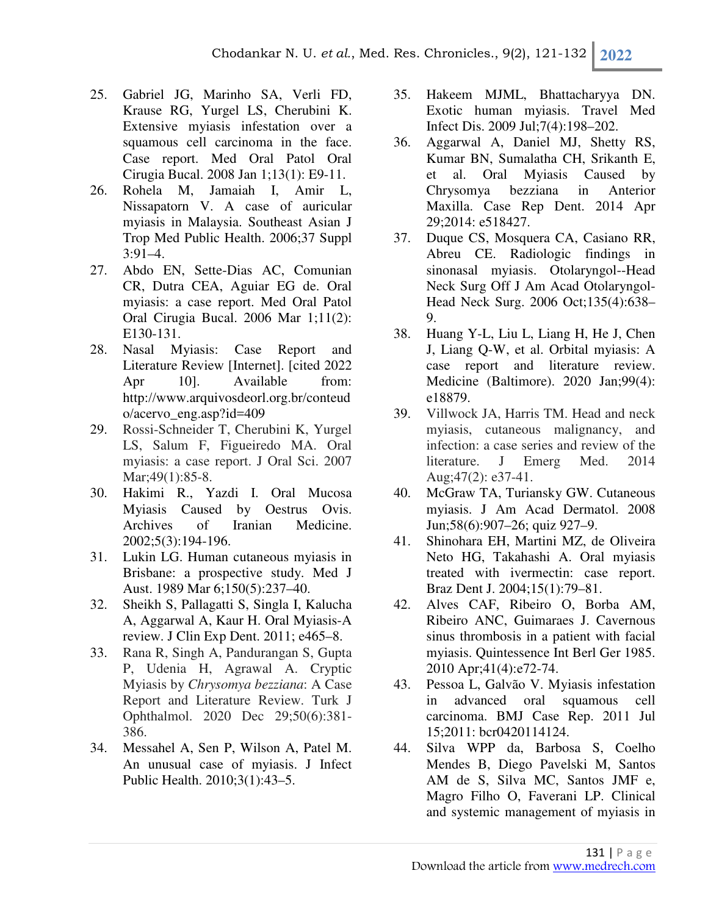25. Gabriel JG, Marinho SA, Verli FD, Krause RG, Yurgel LS, Cherubini K. Extensive myiasis infestation over a squamous cell carcinoma in the face. Case report. Med Oral Patol Oral Cirugia Bucal. 2008 Jan 1;13(1): E9-11.
26. Rohela M, Jamaiah I, Amir L, Nissapatorn V. A case of auricular myiasis in Malaysia. Southeast Asian J Trop Med Public Health. 2006;37 Suppl 3:91–4.
27. Abdo EN, Sette-Dias AC, Comunian CR, Dutra CEA, Aguiar EG de. Oral myiasis: a case report. Med Oral Patol Oral Cirugia Bucal. 2006 Mar 1;11(2): E130-131.
28. Nasal Myiasis: Case Report and Literature Review [Internet]. [cited 2022 Apr 10]. Available from: http://www.arquivosdeorl.org.br/conteudo/acervo_eng.asp?id=409
29. Rossi-Schneider T, Cherubini K, Yurgel LS, Salum F, Figueiredo MA. Oral myiasis: a case report. J Oral Sci. 2007 Mar;49(1):85-8.
30. Hakimi R., Yazdi I. Oral Mucosa Myiasis Caused by Oestrus Ovis. Archives of Iranian Medicine. 2002;5(3):194-196.
31. Lukin LG. Human cutaneous myiasis in Brisbane: a prospective study. Med J Aust. 1989 Mar 6;150(5):237–40.
32. Sheikh S, Pallagatti S, Singla I, Kalucha A, Aggarwal A, Kaur H. Oral Myiasis-A review. J Clin Exp Dent. 2011; e465–8.
33. Rana R, Singh A, Pandurangan S, Gupta P, Udenia H, Agrawal A. Cryptic Myiasis by *Chrysomya bezziana*: A Case Report and Literature Review. Turk J Ophthalmol. 2020 Dec 29;50(6):381-386.
34. Messahel A, Sen P, Wilson A, Patel M. An unusual case of myiasis. J Infect Public Health. 2010;3(1):43–5.
35. Hakeem MJML, Bhattacharyya DN. Exotic human myiasis. Travel Med Infect Dis. 2009 Jul;7(4):198–202.
36. Aggarwal A, Daniel MJ, Shetty RS, Kumar BN, Sumalatha CH, Srikanth E, et al. Oral Myiasis Caused by Chrysomya bezziana in Anterior Maxilla. Case Rep Dent. 2014 Apr 29;2014: e518427.
37. Duque CS, Mosquera CA, Casiano RR, Abreu CE. Radiologic findings in sinonasal myiasis. Otolaryngol--Head Neck Surg Off J Am Acad Otolaryngol-Head Neck Surg. 2006 Oct;135(4):638–9.
38. Huang Y-L, Liu L, Liang H, He J, Chen J, Liang Q-W, et al. Orbital myiasis: A case report and literature review. Medicine (Baltimore). 2020 Jan;99(4): e18879.
39. Villwock JA, Harris TM. Head and neck myiasis, cutaneous malignancy, and infection: a case series and review of the literature. J Emerg Med. 2014 Aug;47(2): e37-41.
40. McGraw TA, Turiansky GW. Cutaneous myiasis. J Am Acad Dermatol. 2008 Jun;58(6):907–26; quiz 927–9.
41. Shinohara EH, Martini MZ, de Oliveira Neto HG, Takahashi A. Oral myiasis treated with ivermectin: case report. Braz Dent J. 2004;15(1):79–81.
42. Alves CAF, Ribeiro O, Borba AM, Ribeiro ANC, Guimaraes J. Cavernous sinus thrombosis in a patient with facial myiasis. Quintessence Int Berl Ger 1985. 2010 Apr;41(4):e72-74.
43. Pessoa L, Galvão V. Myiasis infestation in advanced oral squamous cell carcinoma. BMJ Case Rep. 2011 Jul 15;2011: bcr0420114124.
44. Silva WPP da, Barbosa S, Coelho Mendes B, Diego Pavelski M, Santos AM de S, Silva MC, Santos JMF e, Magro Filho O, Faverani LP. Clinical and systemic management of myiasis in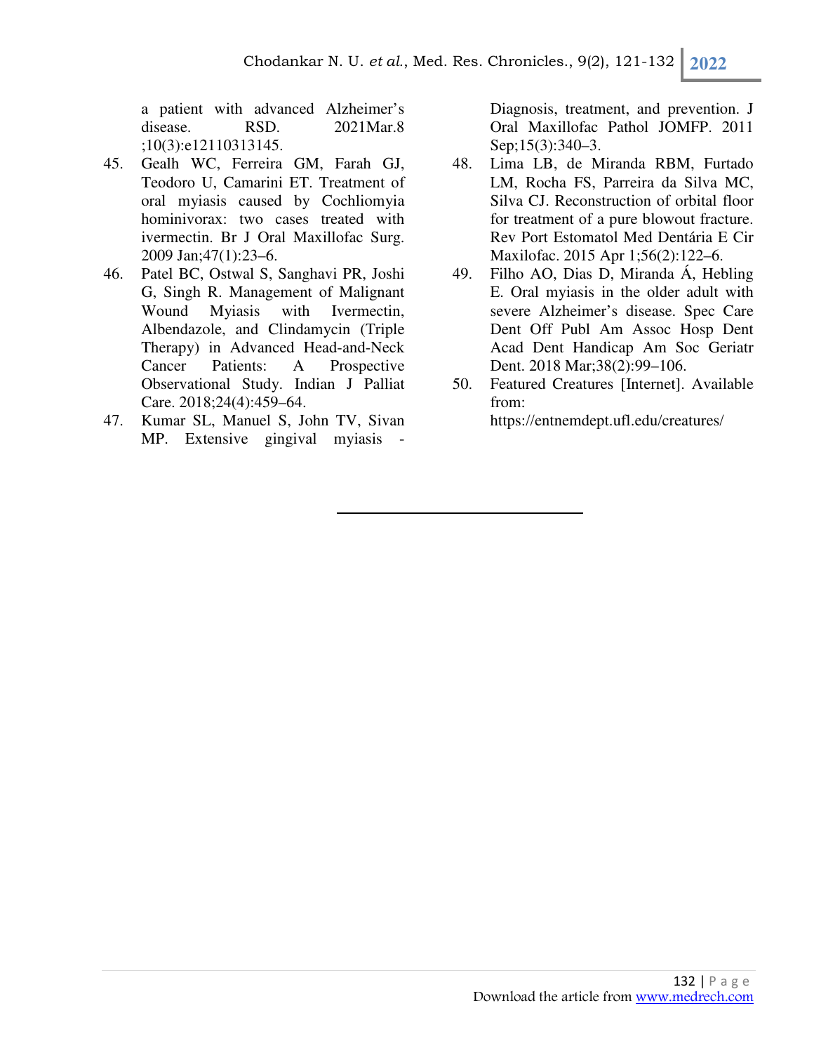a patient with advanced Alzheimer's disease. RSD. 2021Mar.8 ;10(3):e12110313145.

45. Gealh WC, Ferreira GM, Farah GJ, Teodoro U, Camarini ET. Treatment of oral myiasis caused by Cochliomyia hominivorax: two cases treated with ivermectin. Br J Oral Maxillofac Surg. 2009 Jan;47(1):23–6.
46. Patel BC, Ostwal S, Sanghavi PR, Joshi G, Singh R. Management of Malignant Wound Myiasis with Ivermectin, Albendazole, and Clindamycin (Triple Therapy) in Advanced Head-and-Neck Cancer Patients: A Prospective Observational Study. Indian J Palliat Care. 2018;24(4):459–64.
47. Kumar SL, Manuel S, John TV, Sivan MP. Extensive gingival myiasis - Diagnosis, treatment, and prevention. J Oral Maxillofac Pathol JOMFP. 2011 Sep;15(3):340–3.
48. Lima LB, de Miranda RBM, Furtado LM, Rocha FS, Parreira da Silva MC, Silva CJ. Reconstruction of orbital floor for treatment of a pure blowout fracture. Rev Port Estomatol Med Dentária E Cir Maxilofac. 2015 Apr 1;56(2):122–6.
49. Filho AO, Dias D, Miranda Á, Hebling E. Oral myiasis in the older adult with severe Alzheimer's disease. Spec Care Dent Off Publ Am Assoc Hosp Dent Acad Dent Handicap Am Soc Geriatr Dent. 2018 Mar;38(2):99–106.
50. Featured Creatures [Internet]. Available from: https://entnemdept.ufl.edu/creatures/